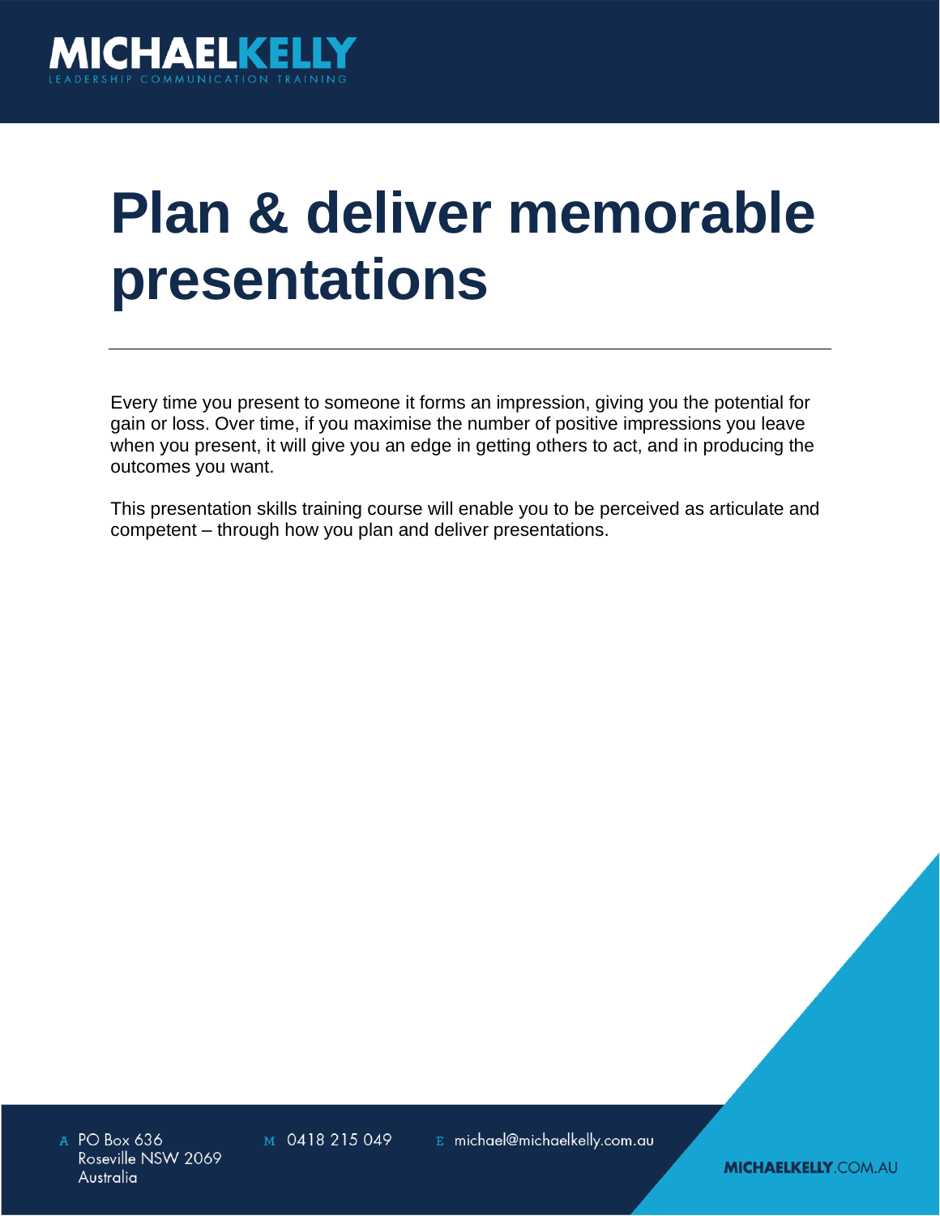# Plan & deliver memorable presentations

Every time you present to someone it forms an impression, giving you the potential for gain or loss. Over time, if you maximise the number of positive impressions you leave when you present, it will give you an edge in getting others to act, and in producing the outcomes you want.

This presentation skills training course will enable you to be perceived as articulate and competent – through how you plan and deliver presentations.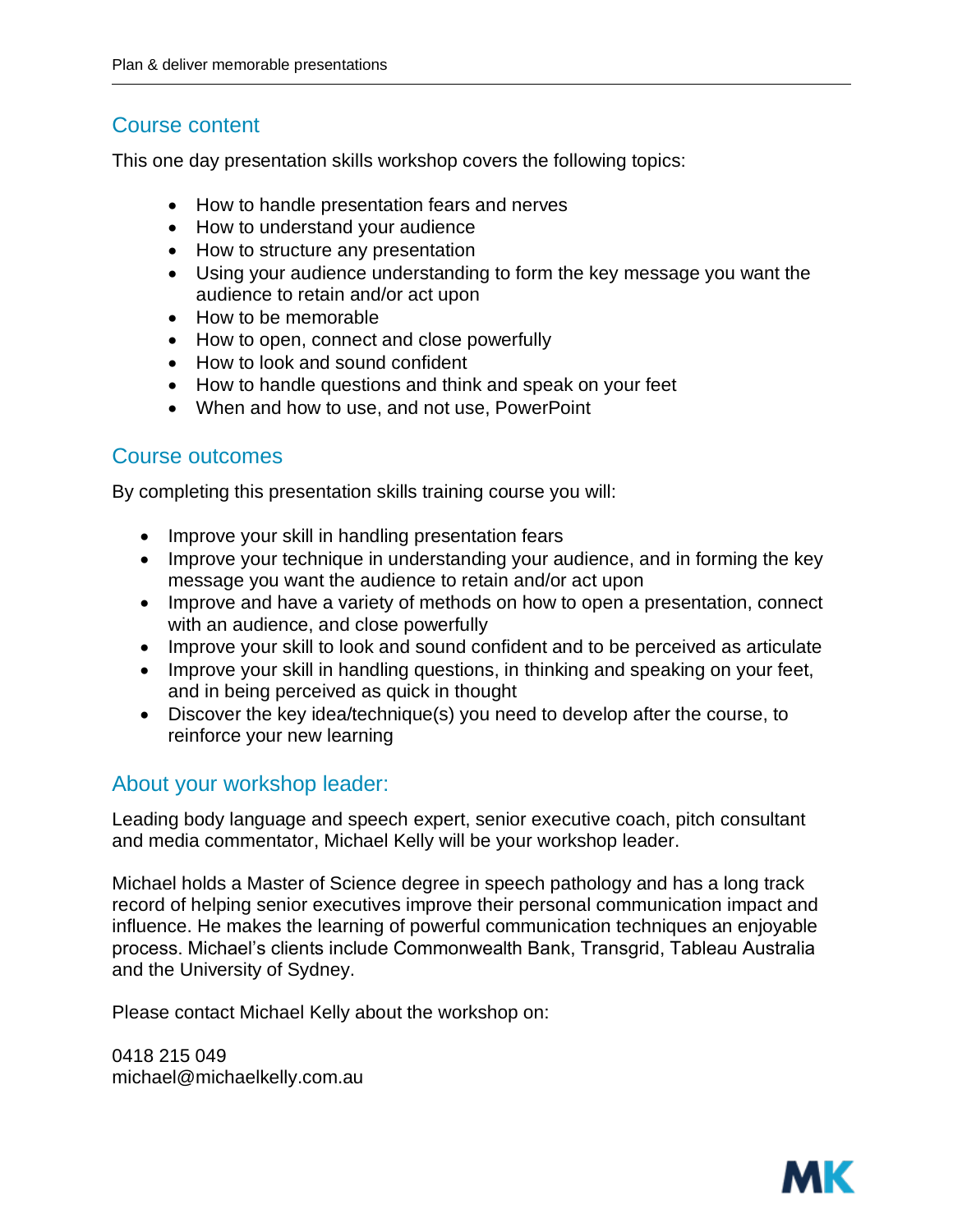## Course content

This one day presentation skills workshop covers the following topics:

- How to handle presentation fears and nerves
- How to understand your audience
- How to structure any presentation
- Using your audience understanding to form the key message you want the audience to retain and/or act upon
- How to be memorable
- How to open, connect and close powerfully
- How to look and sound confident
- How to handle questions and think and speak on your feet
- When and how to use, and not use, PowerPoint

## Course outcomes

By completing this presentation skills training course you will:

- Improve your skill in handling presentation fears
- Improve your technique in understanding your audience, and in forming the key message you want the audience to retain and/or act upon
- Improve and have a variety of methods on how to open a presentation, connect with an audience, and close powerfully
- Improve your skill to look and sound confident and to be perceived as articulate
- Improve your skill in handling questions, in thinking and speaking on your feet, and in being perceived as quick in thought
- Discover the key idea/technique(s) you need to develop after the course, to reinforce your new learning

## About your workshop leader:

Leading body language and speech expert, senior executive coach, pitch consultant and media commentator, Michael Kelly will be your workshop leader.

Michael holds a Master of Science degree in speech pathology and has a long track record of helping senior executives improve their personal communication impact and influence. He makes the learning of powerful communication techniques an enjoyable process. Michael's clients include Commonwealth Bank, Transgrid, Tableau Australia and the University of Sydney.

Please contact Michael Kelly about the workshop on:

0418 215 049
michael@michaelkelly.com.au

MK